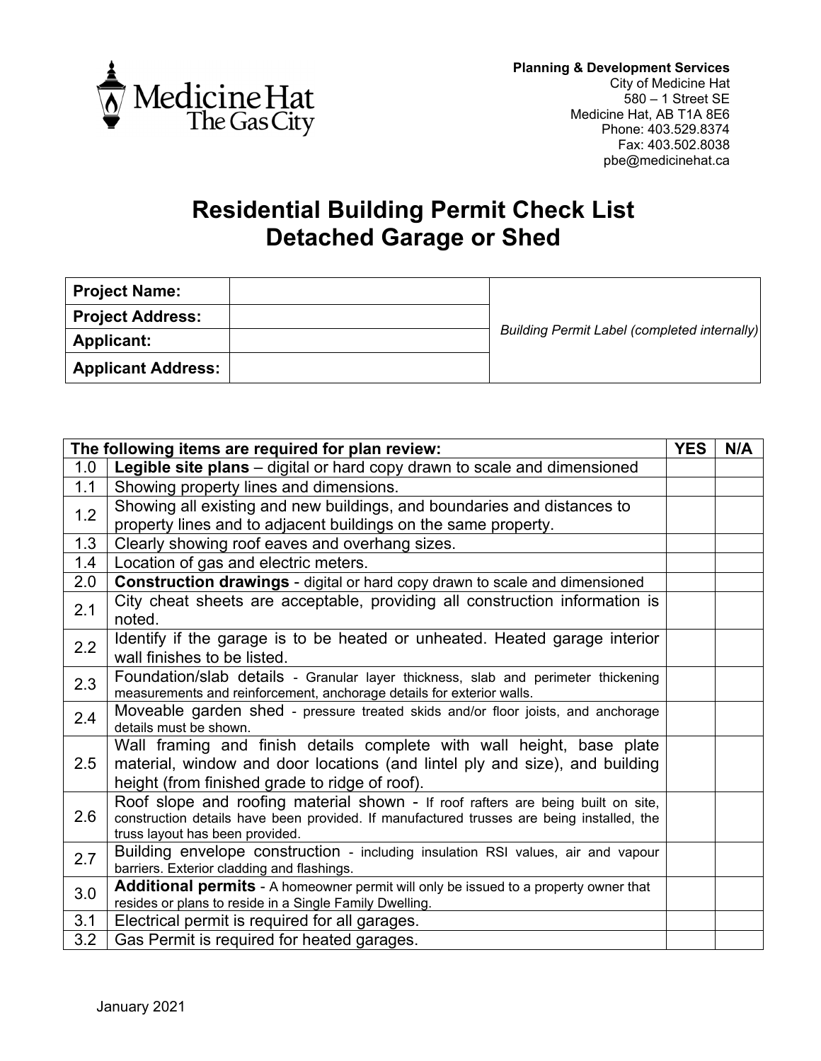**Planning & Development Services**
City of Medicine Hat
580 – 1 Street SE
Medicine Hat, AB T1A 8E6
Phone: 403.529.8374
Fax: 403.502.8038
pbe@medicinehat.ca

# Residential Building Permit Check List
# Detached Garage or Shed

| | | |
|---|---|---|
| **Project Name:** | | *Building Permit Label (completed internally)* |
| **Project Address:** | | |
| **Applicant:** | | |
| **Applicant Address:** | | |

| The following items are required for plan review: | | YES | N/A |
|---|---|---|---|
| 1.0 | **Legible site plans** – digital or hard copy drawn to scale and dimensioned | | |
| 1.1 | Showing property lines and dimensions. | | |
| 1.2 | Showing all existing and new buildings, and boundaries and distances to property lines and to adjacent buildings on the same property. | | |
| 1.3 | Clearly showing roof eaves and overhang sizes. | | |
| 1.4 | Location of gas and electric meters. | | |
| 2.0 | **Construction drawings** - digital or hard copy drawn to scale and dimensioned | | |
| 2.1 | City cheat sheets are acceptable, providing all construction information is noted. | | |
| 2.2 | Identify if the garage is to be heated or unheated. Heated garage interior wall finishes to be listed. | | |
| 2.3 | Foundation/slab details - Granular layer thickness, slab and perimeter thickening measurements and reinforcement, anchorage details for exterior walls. | | |
| 2.4 | Moveable garden shed - pressure treated skids and/or floor joists, and anchorage details must be shown. | | |
| 2.5 | Wall framing and finish details complete with wall height, base plate material, window and door locations (and lintel ply and size), and building height (from finished grade to ridge of roof). | | |
| 2.6 | Roof slope and roofing material shown - If roof rafters are being built on site, construction details have been provided. If manufactured trusses are being installed, the truss layout has been provided. | | |
| 2.7 | Building envelope construction - including insulation RSI values, air and vapour barriers. Exterior cladding and flashings. | | |
| 3.0 | **Additional permits** - A homeowner permit will only be issued to a property owner that resides or plans to reside in a Single Family Dwelling. | | |
| 3.1 | Electrical permit is required for all garages. | | |
| 3.2 | Gas Permit is required for heated garages. | | |

January 2021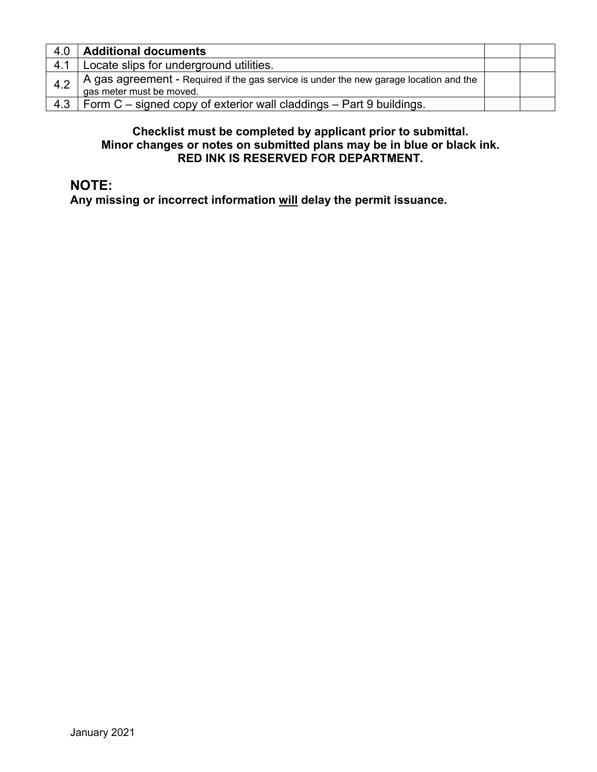| | | | |
|---|---|---|---|
| 4.0 | **Additional documents** | | |
| 4.1 | Locate slips for underground utilities. | | |
| 4.2 | A gas agreement - Required if the gas service is under the new garage location and the gas meter must be moved. | | |
| 4.3 | Form C – signed copy of exterior wall claddings – Part 9 buildings. | | |

**Checklist must be completed by applicant prior to submittal.**
**Minor changes or notes on submitted plans may be in blue or black ink.**
**RED INK IS RESERVED FOR DEPARTMENT.**

## NOTE:

**Any missing or incorrect information <u>will</u> delay the permit issuance.**

January 2021